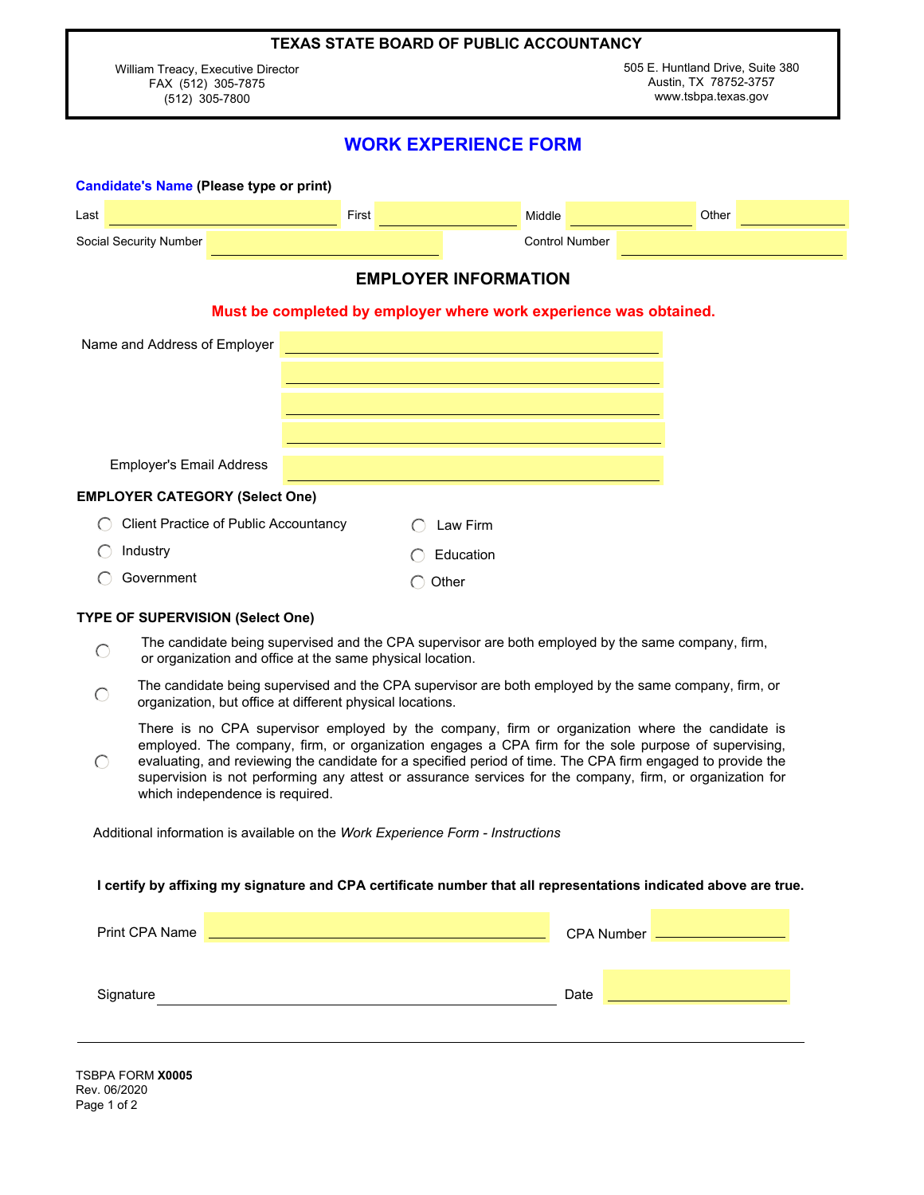# TEXAS STATE BOARD OF PUBLIC ACCOUNTANCY

William Treacy, Executive Director
FAX (512) 305-7875
(512) 305-7800

505 E. Huntland Drive, Suite 380
Austin, TX 78752-3757
www.tsbpa.texas.gov

## WORK EXPERIENCE FORM

**Candidate's Name (Please type or print)**

Last ____________ First ____________ Middle ____________ Other ____________

Social Security Number ____________ Control Number ____________

## EMPLOYER INFORMATION

**Must be completed by employer where work experience was obtained.**

Name and Address of Employer ____________

____________

____________

____________

Employer's Email Address ____________

**EMPLOYER CATEGORY (Select One)**

- ◯ Client Practice of Public Accountancy
- ◯ Industry
- ◯ Government
- ◯ Law Firm
- ◯ Education
- ◯ Other

**TYPE OF SUPERVISION (Select One)**

- ◯ The candidate being supervised and the CPA supervisor are both employed by the same company, firm, or organization and office at the same physical location.
- ◯ The candidate being supervised and the CPA supervisor are both employed by the same company, firm, or organization, but office at different physical locations.
- ◯ There is no CPA supervisor employed by the company, firm or organization where the candidate is employed. The company, firm, or organization engages a CPA firm for the sole purpose of supervising, evaluating, and reviewing the candidate for a specified period of time. The CPA firm engaged to provide the supervision is not performing any attest or assurance services for the company, firm, or organization for which independence is required.

Additional information is available on the *Work Experience Form - Instructions*

**I certify by affixing my signature and CPA certificate number that all representations indicated above are true.**

Print CPA Name ____________ CPA Number ____________

Signature ____________ Date ____________

TSBPA FORM **X0005**
Rev. 06/2020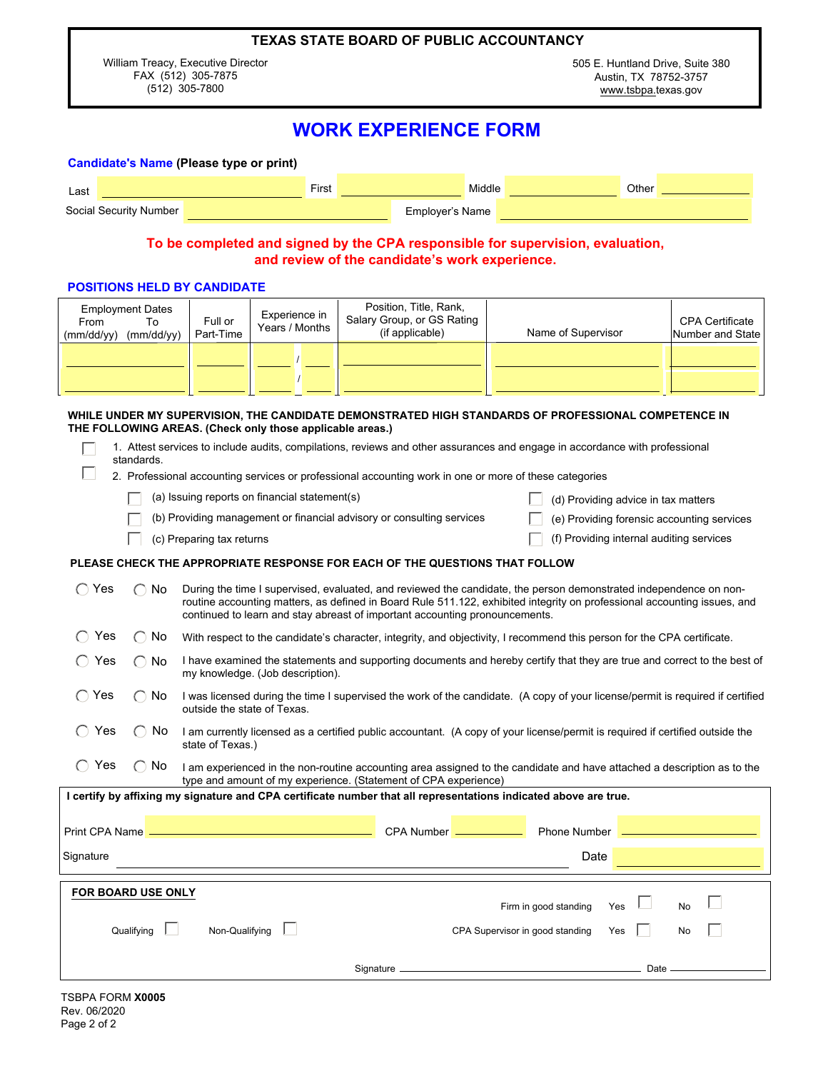# TEXAS STATE BOARD OF PUBLIC ACCOUNTANCY

William Treacy, Executive Director
FAX (512) 305-7875
(512) 305-7800

505 E. Huntland Drive, Suite 380
Austin, TX 78752-3757
www.tsbpa.texas.gov

## WORK EXPERIENCE FORM

**Candidate's Name (Please type or print)**

Last \_\_\_\_\_\_\_\_\_\_ First \_\_\_\_\_\_\_\_\_\_ Middle \_\_\_\_\_\_\_\_\_\_ Other \_\_\_\_\_\_\_\_\_\_

Social Security Number \_\_\_\_\_\_\_\_\_\_ Employer's Name \_\_\_\_\_\_\_\_\_\_

**To be completed and signed by the CPA responsible for supervision, evaluation, and review of the candidate's work experience.**

### POSITIONS HELD BY CANDIDATE

| Employment Dates From (mm/dd/yy) To (mm/dd/yy) | Full or Part-Time | Experience in Years / Months | Position, Title, Rank, Salary Group, or GS Rating (if applicable) | Name of Supervisor | CPA Certificate Number and State |
|---|---|---|---|---|---|
| | | / | | | |
| | | / | | | |

**WHILE UNDER MY SUPERVISION, THE CANDIDATE DEMONSTRATED HIGH STANDARDS OF PROFESSIONAL COMPETENCE IN THE FOLLOWING AREAS. (Check only those applicable areas.)**

- ☐ 1. Attest services to include audits, compilations, reviews and other assurances and engage in accordance with professional standards.
- ☐ 2. Professional accounting services or professional accounting work in one or more of these categories
  - ☐ (a) Issuing reports on financial statement(s)
  - ☐ (b) Providing management or financial advisory or consulting services
  - ☐ (c) Preparing tax returns
  - ☐ (d) Providing advice in tax matters
  - ☐ (e) Providing forensic accounting services
  - ☐ (f) Providing internal auditing services

**PLEASE CHECK THE APPROPRIATE RESPONSE FOR EACH OF THE QUESTIONS THAT FOLLOW**

- ◯ Yes ◯ No During the time I supervised, evaluated, and reviewed the candidate, the person demonstrated independence on non-routine accounting matters, as defined in Board Rule 511.122, exhibited integrity on professional accounting issues, and continued to learn and stay abreast of important accounting pronouncements.
- ◯ Yes ◯ No With respect to the candidate's character, integrity, and objectivity, I recommend this person for the CPA certificate.
- ◯ Yes ◯ No I have examined the statements and supporting documents and hereby certify that they are true and correct to the best of my knowledge. (Job description).
- ◯ Yes ◯ No I was licensed during the time I supervised the work of the candidate. (A copy of your license/permit is required if certified outside the state of Texas.
- ◯ Yes ◯ No I am currently licensed as a certified public accountant. (A copy of your license/permit is required if certified outside the state of Texas.)
- ◯ Yes ◯ No I am experienced in the non-routine accounting area assigned to the candidate and have attached a description as to the type and amount of my experience. (Statement of CPA experience)

**I certify by affixing my signature and CPA certificate number that all representations indicated above are true.**

Print CPA Name \_\_\_\_\_\_\_\_\_\_ CPA Number \_\_\_\_\_\_\_\_\_\_ Phone Number \_\_\_\_\_\_\_\_\_\_

Signature \_\_\_\_\_\_\_\_\_\_ Date \_\_\_\_\_\_\_\_\_\_

**FOR BOARD USE ONLY**

Firm in good standing Yes ☐ No ☐

Qualifying ☐ Non-Qualifying ☐ CPA Supervisor in good standing Yes ☐ No ☐

Signature \_\_\_\_\_\_\_\_\_\_ Date \_\_\_\_\_\_\_\_\_\_

TSBPA FORM **X0005**
Rev. 06/2020